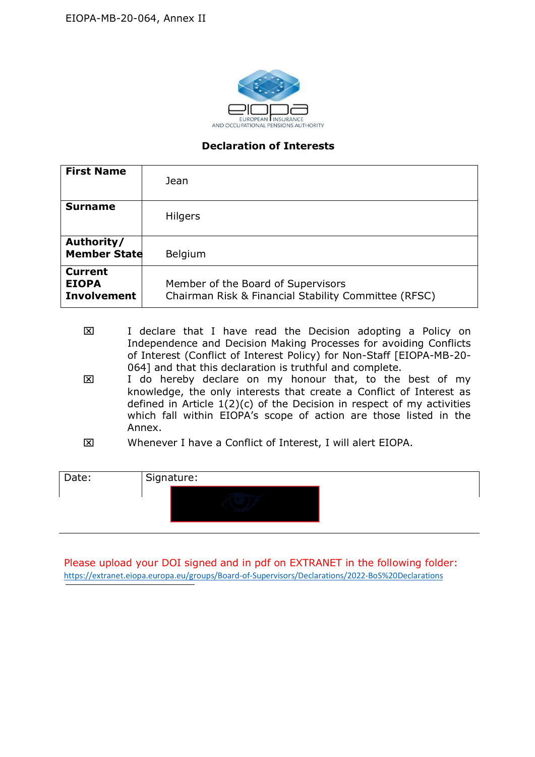EIOPA-MB-20-064, Annex II

EUROPEAN INSURANCE AND OCCUPATIONAL PENSIONS AUTHORITY

## Declaration of Interests

| **First Name** | Jean |
|---|---|
| **Surname** | Hilgers |
| **Authority/ Member State** | Belgium |
| **Current EIOPA Involvement** | Member of the Board of Supervisors<br>Chairman Risk & Financial Stability Committee (RFSC) |

☒ I declare that I have read the Decision adopting a Policy on Independence and Decision Making Processes for avoiding Conflicts of Interest (Conflict of Interest Policy) for Non-Staff [EIOPA-MB-20-064] and that this declaration is truthful and complete.

☒ I do hereby declare on my honour that, to the best of my knowledge, the only interests that create a Conflict of Interest as defined in Article 1(2)(c) of the Decision in respect of my activities which fall within EIOPA's scope of action are those listed in the Annex.

☒ Whenever I have a Conflict of Interest, I will alert EIOPA.

| Date: | Signature: |
|---|---|
| | |

Please upload your DOI signed and in pdf on EXTRANET in the following folder: https://extranet.eiopa.europa.eu/groups/Board-of-Supervisors/Declarations/2022-BoS%20Declarations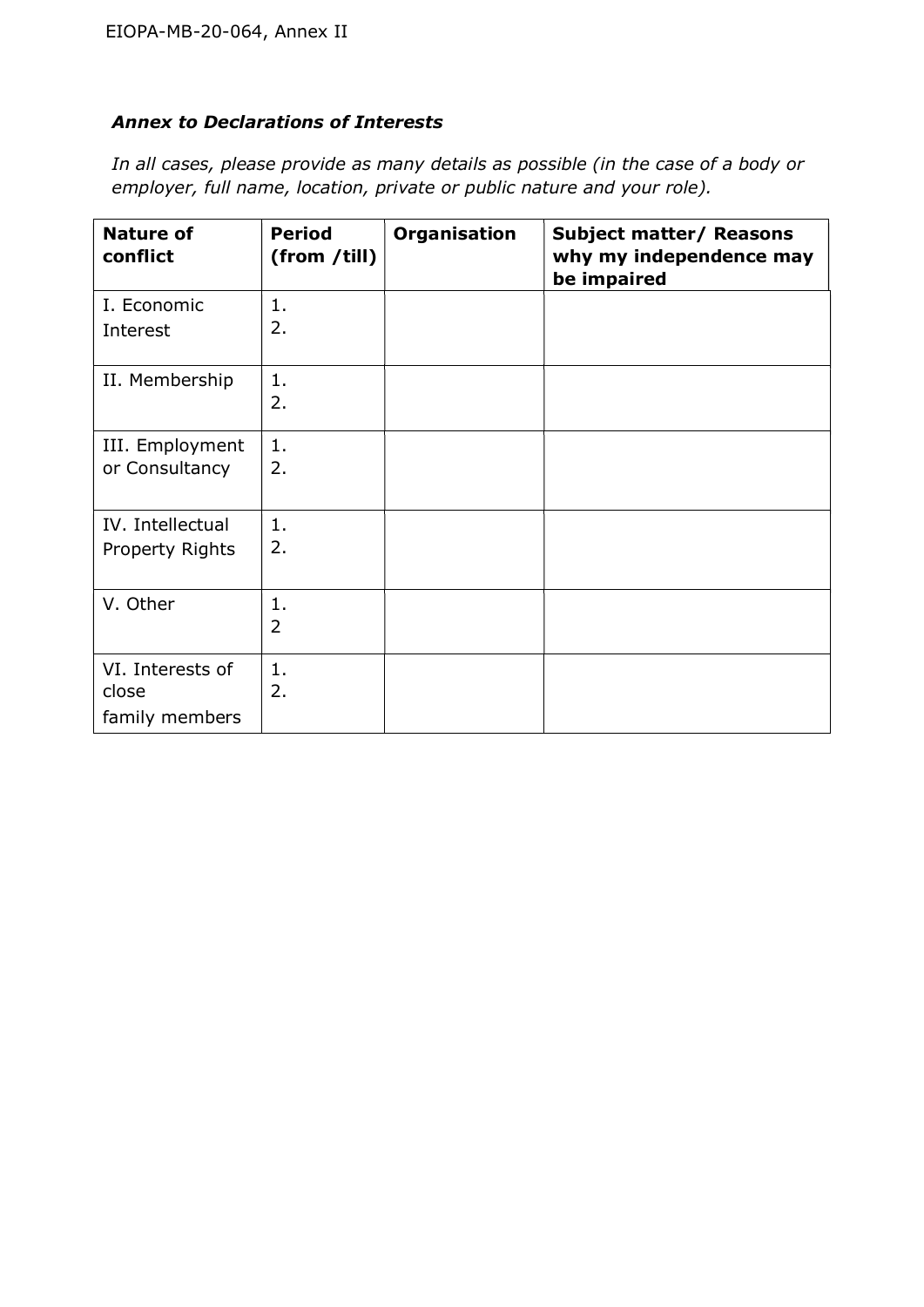***Annex to Declarations of Interests***

*In all cases, please provide as many details as possible (in the case of a body or employer, full name, location, private or public nature and your role).*

| **Nature of conflict** | **Period (from /till)** | **Organisation** | **Subject matter/ Reasons why my independence may be impaired** |
|---|---|---|---|
| I. Economic Interest | 1.<br>2. | | |
| II. Membership | 1.<br>2. | | |
| III. Employment or Consultancy | 1.<br>2. | | |
| IV. Intellectual Property Rights | 1.<br>2. | | |
| V. Other | 1.<br>2 | | |
| VI. Interests of close family members | 1.<br>2. | | |